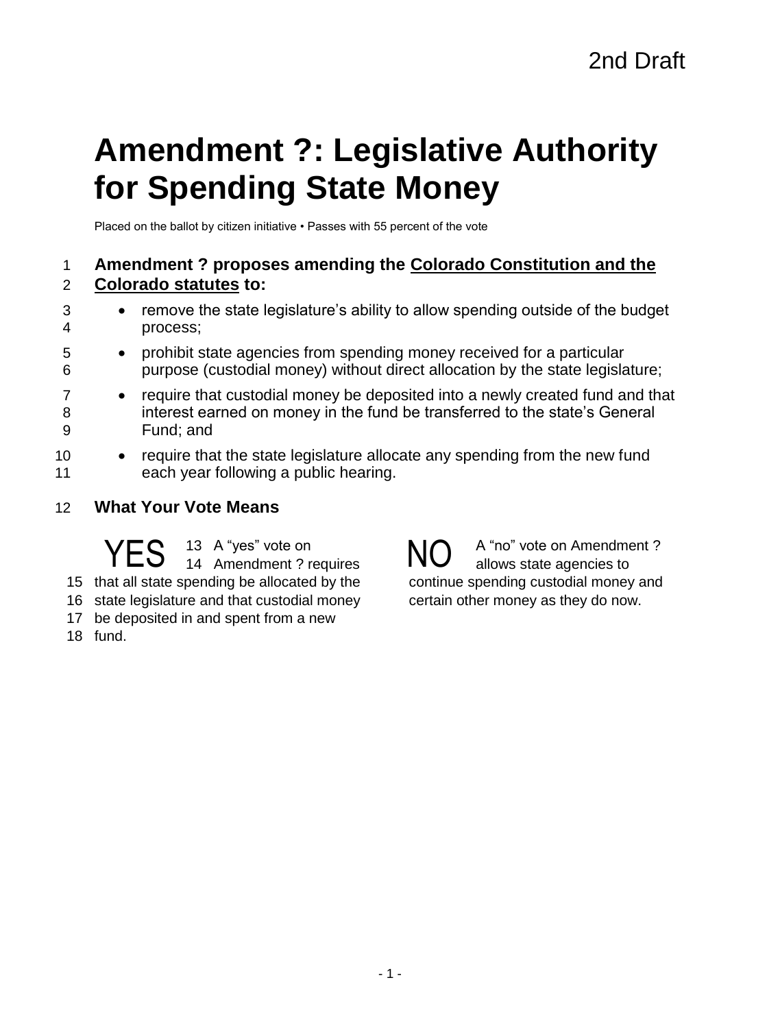2nd Draft

# Amendment ?: Legislative Authority for Spending State Money

Placed on the ballot by citizen initiative • Passes with 55 percent of the vote

**Amendment ? proposes amending the Colorado Constitution and the Colorado statutes to:**

- remove the state legislature's ability to allow spending outside of the budget process;
- prohibit state agencies from spending money received for a particular purpose (custodial money) without direct allocation by the state legislature;
- require that custodial money be deposited into a newly created fund and that interest earned on money in the fund be transferred to the state's General Fund; and
- require that the state legislature allocate any spending from the new fund each year following a public hearing.

## What Your Vote Means

**YES** A "yes" vote on Amendment ? requires that all state spending be allocated by the state legislature and that custodial money be deposited in and spent from a new fund.

**NO** A "no" vote on Amendment ? allows state agencies to continue spending custodial money and certain other money as they do now.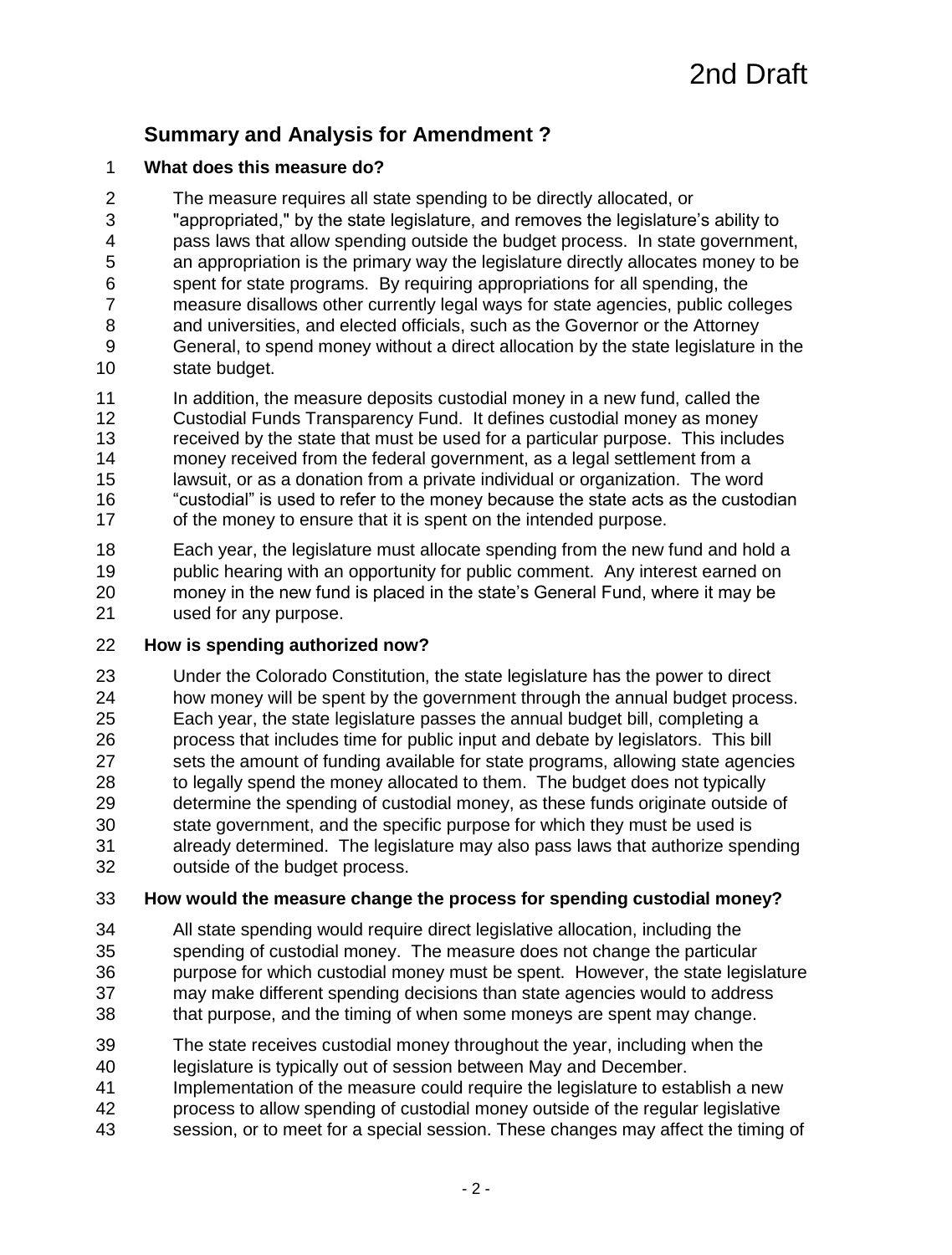## Summary and Analysis for Amendment ?

**What does this measure do?**

The measure requires all state spending to be directly allocated, or "appropriated," by the state legislature, and removes the legislature's ability to pass laws that allow spending outside the budget process. In state government, an appropriation is the primary way the legislature directly allocates money to be spent for state programs. By requiring appropriations for all spending, the measure disallows other currently legal ways for state agencies, public colleges and universities, and elected officials, such as the Governor or the Attorney General, to spend money without a direct allocation by the state legislature in the state budget.

In addition, the measure deposits custodial money in a new fund, called the Custodial Funds Transparency Fund. It defines custodial money as money received by the state that must be used for a particular purpose. This includes money received from the federal government, as a legal settlement from a lawsuit, or as a donation from a private individual or organization. The word "custodial" is used to refer to the money because the state acts as the custodian of the money to ensure that it is spent on the intended purpose.

Each year, the legislature must allocate spending from the new fund and hold a public hearing with an opportunity for public comment. Any interest earned on money in the new fund is placed in the state's General Fund, where it may be used for any purpose.

**How is spending authorized now?**

Under the Colorado Constitution, the state legislature has the power to direct how money will be spent by the government through the annual budget process. Each year, the state legislature passes the annual budget bill, completing a process that includes time for public input and debate by legislators. This bill sets the amount of funding available for state programs, allowing state agencies to legally spend the money allocated to them. The budget does not typically determine the spending of custodial money, as these funds originate outside of state government, and the specific purpose for which they must be used is already determined. The legislature may also pass laws that authorize spending outside of the budget process.

**How would the measure change the process for spending custodial money?**

All state spending would require direct legislative allocation, including the spending of custodial money. The measure does not change the particular purpose for which custodial money must be spent. However, the state legislature may make different spending decisions than state agencies would to address that purpose, and the timing of when some moneys are spent may change.

The state receives custodial money throughout the year, including when the legislature is typically out of session between May and December. Implementation of the measure could require the legislature to establish a new process to allow spending of custodial money outside of the regular legislative session, or to meet for a special session. These changes may affect the timing of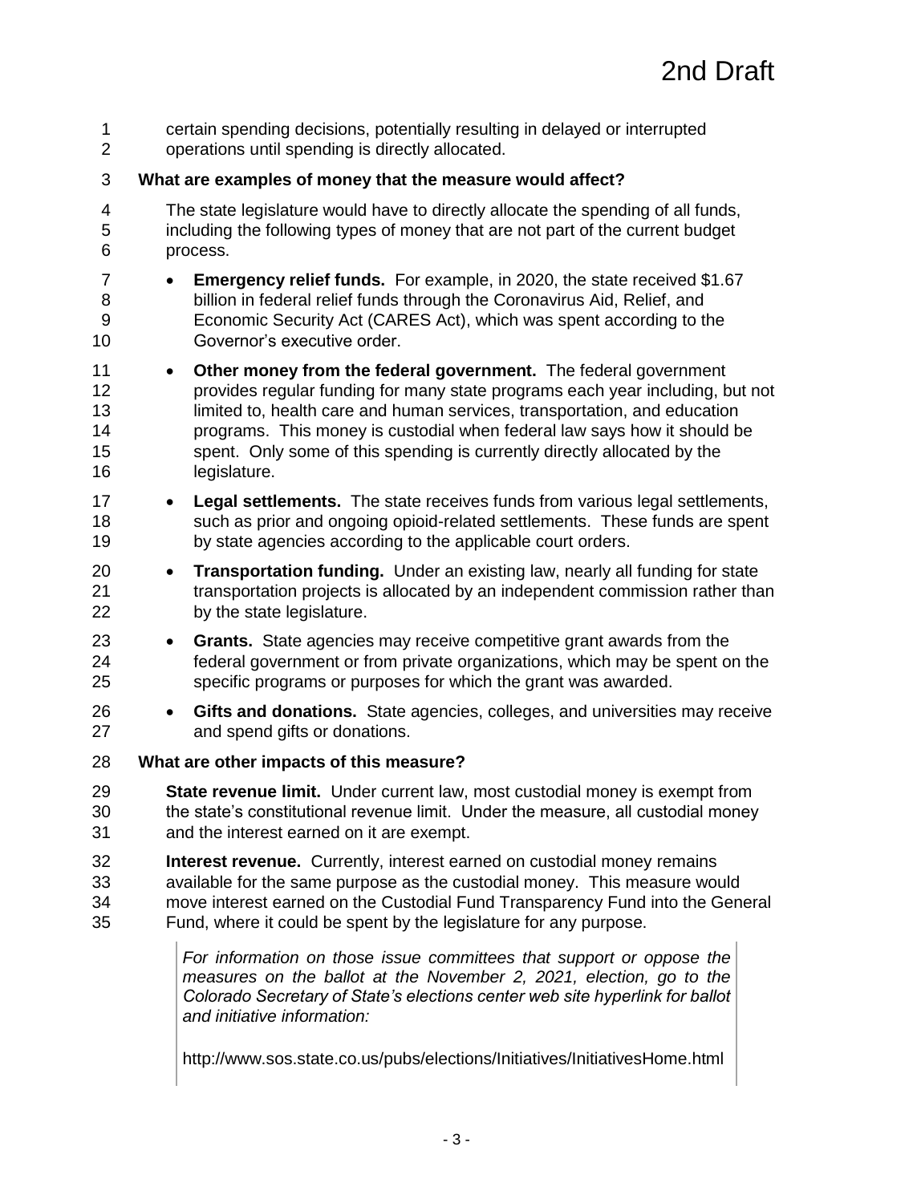certain spending decisions, potentially resulting in delayed or interrupted operations until spending is directly allocated.

**What are examples of money that the measure would affect?**

The state legislature would have to directly allocate the spending of all funds, including the following types of money that are not part of the current budget process.

- **Emergency relief funds.** For example, in 2020, the state received $1.67 billion in federal relief funds through the Coronavirus Aid, Relief, and Economic Security Act (CARES Act), which was spent according to the Governor's executive order.
- **Other money from the federal government.** The federal government provides regular funding for many state programs each year including, but not limited to, health care and human services, transportation, and education programs. This money is custodial when federal law says how it should be spent. Only some of this spending is currently directly allocated by the legislature.
- **Legal settlements.** The state receives funds from various legal settlements, such as prior and ongoing opioid-related settlements. These funds are spent by state agencies according to the applicable court orders.
- **Transportation funding.** Under an existing law, nearly all funding for state transportation projects is allocated by an independent commission rather than by the state legislature.
- **Grants.** State agencies may receive competitive grant awards from the federal government or from private organizations, which may be spent on the specific programs or purposes for which the grant was awarded.
- **Gifts and donations.** State agencies, colleges, and universities may receive and spend gifts or donations.

**What are other impacts of this measure?**

**State revenue limit.** Under current law, most custodial money is exempt from the state's constitutional revenue limit. Under the measure, all custodial money and the interest earned on it are exempt.

**Interest revenue.** Currently, interest earned on custodial money remains available for the same purpose as the custodial money. This measure would move interest earned on the Custodial Fund Transparency Fund into the General Fund, where it could be spent by the legislature for any purpose.

*For information on those issue committees that support or oppose the measures on the ballot at the November 2, 2021, election, go to the Colorado Secretary of State's elections center web site hyperlink for ballot and initiative information:*

http://www.sos.state.co.us/pubs/elections/Initiatives/InitiativesHome.html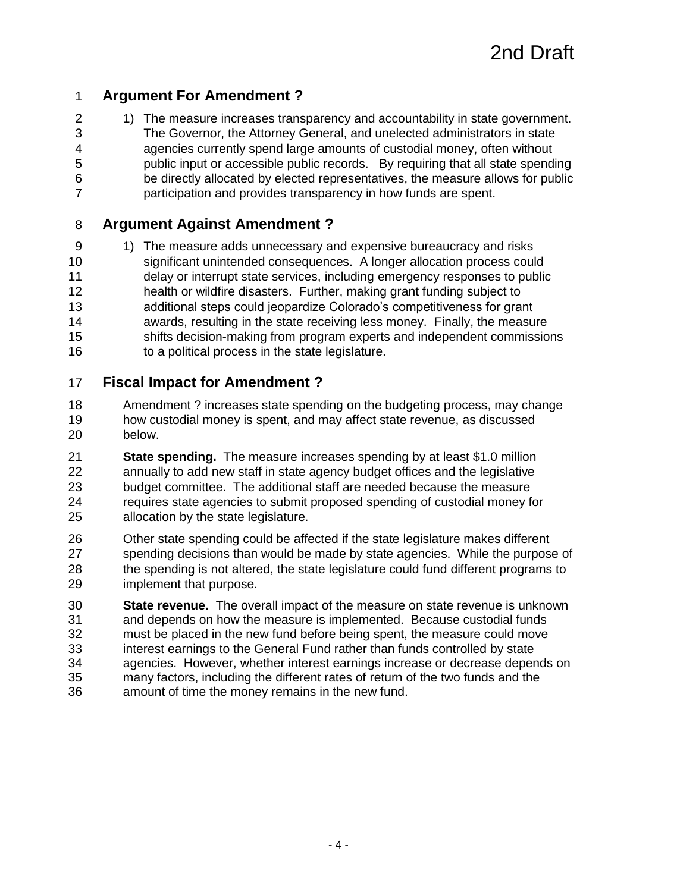## Argument For Amendment ?

1) The measure increases transparency and accountability in state government. The Governor, the Attorney General, and unelected administrators in state agencies currently spend large amounts of custodial money, often without public input or accessible public records. By requiring that all state spending be directly allocated by elected representatives, the measure allows for public participation and provides transparency in how funds are spent.

## Argument Against Amendment ?

1) The measure adds unnecessary and expensive bureaucracy and risks significant unintended consequences. A longer allocation process could delay or interrupt state services, including emergency responses to public health or wildfire disasters. Further, making grant funding subject to additional steps could jeopardize Colorado's competitiveness for grant awards, resulting in the state receiving less money. Finally, the measure shifts decision-making from program experts and independent commissions to a political process in the state legislature.

## Fiscal Impact for Amendment ?

Amendment ? increases state spending on the budgeting process, may change how custodial money is spent, and may affect state revenue, as discussed below.

**State spending.** The measure increases spending by at least $1.0 million annually to add new staff in state agency budget offices and the legislative budget committee. The additional staff are needed because the measure requires state agencies to submit proposed spending of custodial money for allocation by the state legislature.

Other state spending could be affected if the state legislature makes different spending decisions than would be made by state agencies. While the purpose of the spending is not altered, the state legislature could fund different programs to implement that purpose.

**State revenue.** The overall impact of the measure on state revenue is unknown and depends on how the measure is implemented. Because custodial funds must be placed in the new fund before being spent, the measure could move interest earnings to the General Fund rather than funds controlled by state agencies. However, whether interest earnings increase or decrease depends on many factors, including the different rates of return of the two funds and the amount of time the money remains in the new fund.